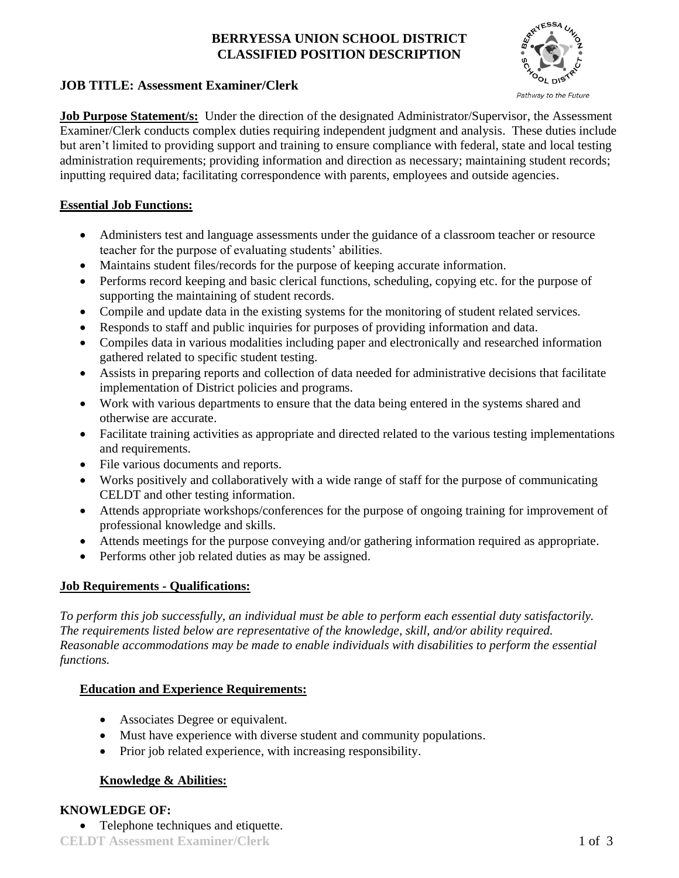# BERRYESSA UNION SCHOOL DISTRICT
# CLASSIFIED POSITION DESCRIPTION

## JOB TITLE: Assessment Examiner/Clerk

**Job Purpose Statement/s:** Under the direction of the designated Administrator/Supervisor, the Assessment Examiner/Clerk conducts complex duties requiring independent judgment and analysis. These duties include but aren't limited to providing support and training to ensure compliance with federal, state and local testing administration requirements; providing information and direction as necessary; maintaining student records; inputting required data; facilitating correspondence with parents, employees and outside agencies.

### Essential Job Functions:

- Administers test and language assessments under the guidance of a classroom teacher or resource teacher for the purpose of evaluating students' abilities.
- Maintains student files/records for the purpose of keeping accurate information.
- Performs record keeping and basic clerical functions, scheduling, copying etc. for the purpose of supporting the maintaining of student records.
- Compile and update data in the existing systems for the monitoring of student related services.
- Responds to staff and public inquiries for purposes of providing information and data.
- Compiles data in various modalities including paper and electronically and researched information gathered related to specific student testing.
- Assists in preparing reports and collection of data needed for administrative decisions that facilitate implementation of District policies and programs.
- Work with various departments to ensure that the data being entered in the systems shared and otherwise are accurate.
- Facilitate training activities as appropriate and directed related to the various testing implementations and requirements.
- File various documents and reports.
- Works positively and collaboratively with a wide range of staff for the purpose of communicating CELDT and other testing information.
- Attends appropriate workshops/conferences for the purpose of ongoing training for improvement of professional knowledge and skills.
- Attends meetings for the purpose conveying and/or gathering information required as appropriate.
- Performs other job related duties as may be assigned.

### Job Requirements - Qualifications:

*To perform this job successfully, an individual must be able to perform each essential duty satisfactorily. The requirements listed below are representative of the knowledge, skill, and/or ability required. Reasonable accommodations may be made to enable individuals with disabilities to perform the essential functions.*

#### Education and Experience Requirements:

- Associates Degree or equivalent.
- Must have experience with diverse student and community populations.
- Prior job related experience, with increasing responsibility.

#### Knowledge & Abilities:

**KNOWLEDGE OF:**

- Telephone techniques and etiquette.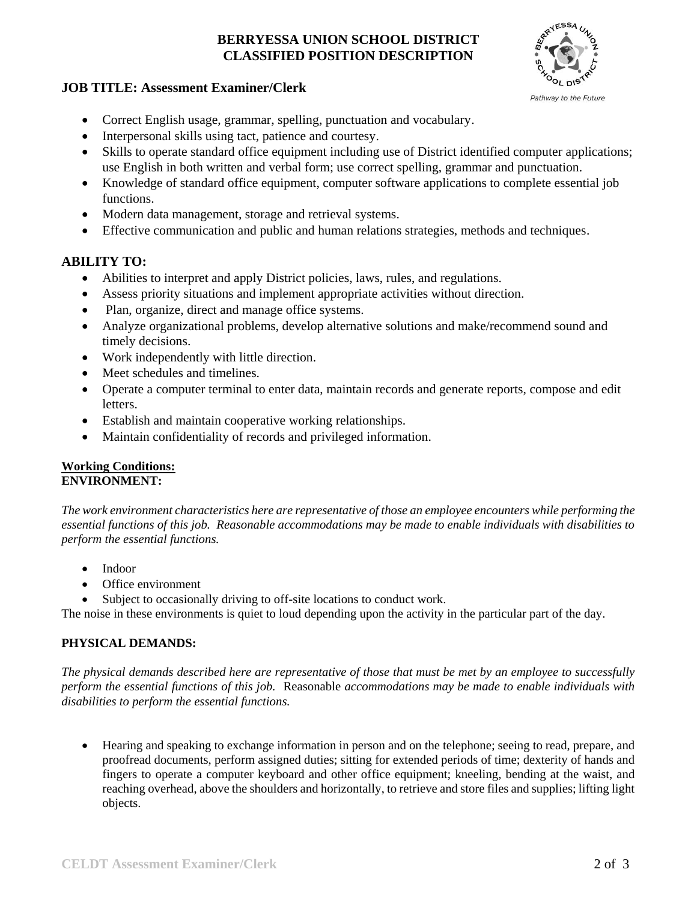- Correct English usage, grammar, spelling, punctuation and vocabulary.
- Interpersonal skills using tact, patience and courtesy.
- Skills to operate standard office equipment including use of District identified computer applications; use English in both written and verbal form; use correct spelling, grammar and punctuation.
- Knowledge of standard office equipment, computer software applications to complete essential job functions.
- Modern data management, storage and retrieval systems.
- Effective communication and public and human relations strategies, methods and techniques.

## ABILITY TO:

- Abilities to interpret and apply District policies, laws, rules, and regulations.
- Assess priority situations and implement appropriate activities without direction.
- Plan, organize, direct and manage office systems.
- Analyze organizational problems, develop alternative solutions and make/recommend sound and timely decisions.
- Work independently with little direction.
- Meet schedules and timelines.
- Operate a computer terminal to enter data, maintain records and generate reports, compose and edit letters.
- Establish and maintain cooperative working relationships.
- Maintain confidentiality of records and privileged information.

**Working Conditions:**

**ENVIRONMENT:**

*The work environment characteristics here are representative of those an employee encounters while performing the essential functions of this job. Reasonable accommodations may be made to enable individuals with disabilities to perform the essential functions.*

- Indoor
- Office environment
- Subject to occasionally driving to off-site locations to conduct work.

The noise in these environments is quiet to loud depending upon the activity in the particular part of the day.

**PHYSICAL DEMANDS:**

*The physical demands described here are representative of those that must be met by an employee to successfully perform the essential functions of this job.* Reasonable *accommodations may be made to enable individuals with disabilities to perform the essential functions.*

- Hearing and speaking to exchange information in person and on the telephone; seeing to read, prepare, and proofread documents, perform assigned duties; sitting for extended periods of time; dexterity of hands and fingers to operate a computer keyboard and other office equipment; kneeling, bending at the waist, and reaching overhead, above the shoulders and horizontally, to retrieve and store files and supplies; lifting light objects.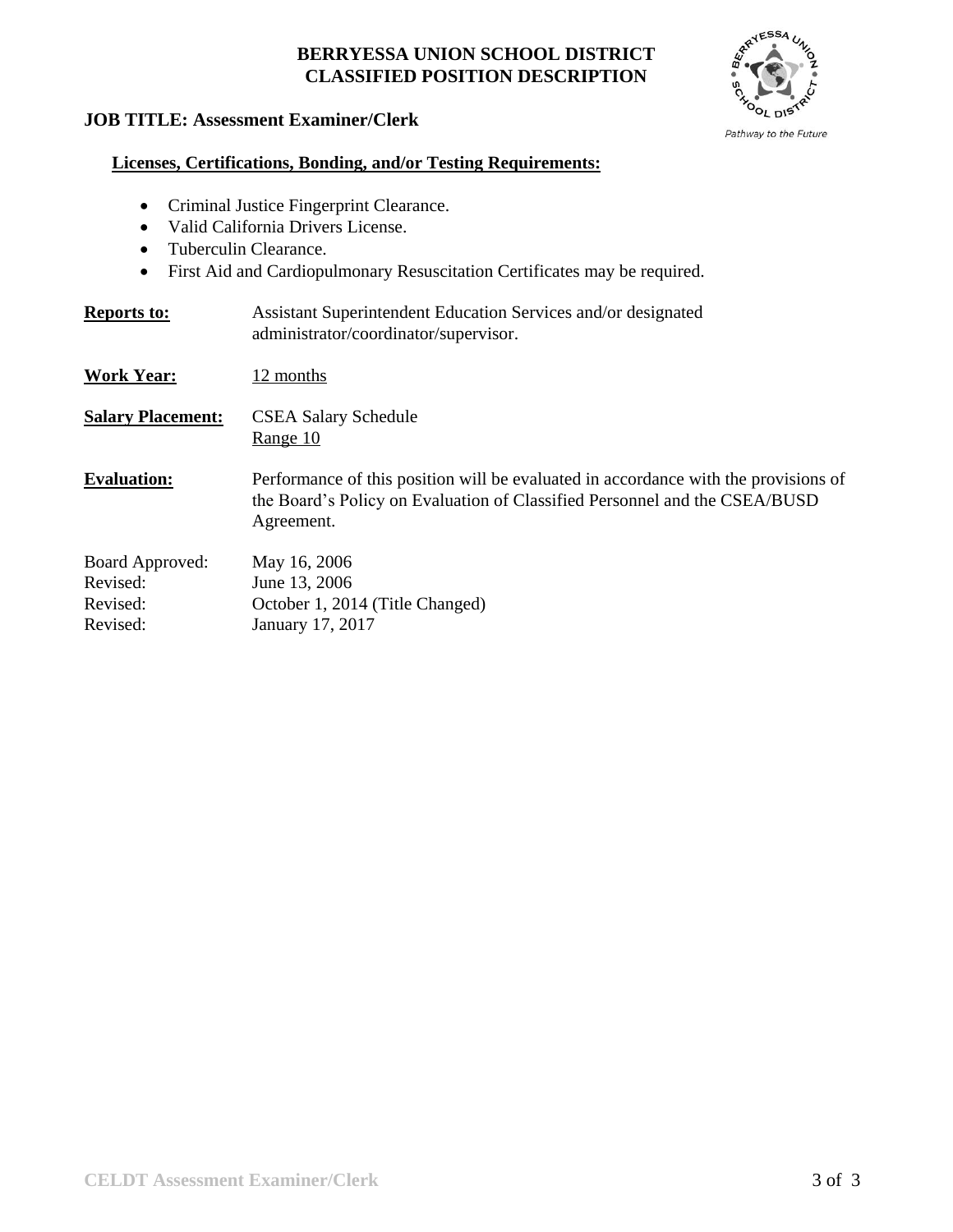**BERRYESSA UNION SCHOOL DISTRICT**
**CLASSIFIED POSITION DESCRIPTION**

Pathway to the Future

**JOB TITLE: Assessment Examiner/Clerk**

**Licenses, Certifications, Bonding, and/or Testing Requirements:**

- Criminal Justice Fingerprint Clearance.
- Valid California Drivers License.
- Tuberculin Clearance.
- First Aid and Cardiopulmonary Resuscitation Certificates may be required.

**Reports to:** Assistant Superintendent Education Services and/or designated administrator/coordinator/supervisor.

**Work Year:** 12 months

**Salary Placement:** CSEA Salary Schedule
Range 10

**Evaluation:** Performance of this position will be evaluated in accordance with the provisions of the Board's Policy on Evaluation of Classified Personnel and the CSEA/BUSD Agreement.

Board Approved: May 16, 2006
Revised: June 13, 2006
Revised: October 1, 2014 (Title Changed)
Revised: January 17, 2017